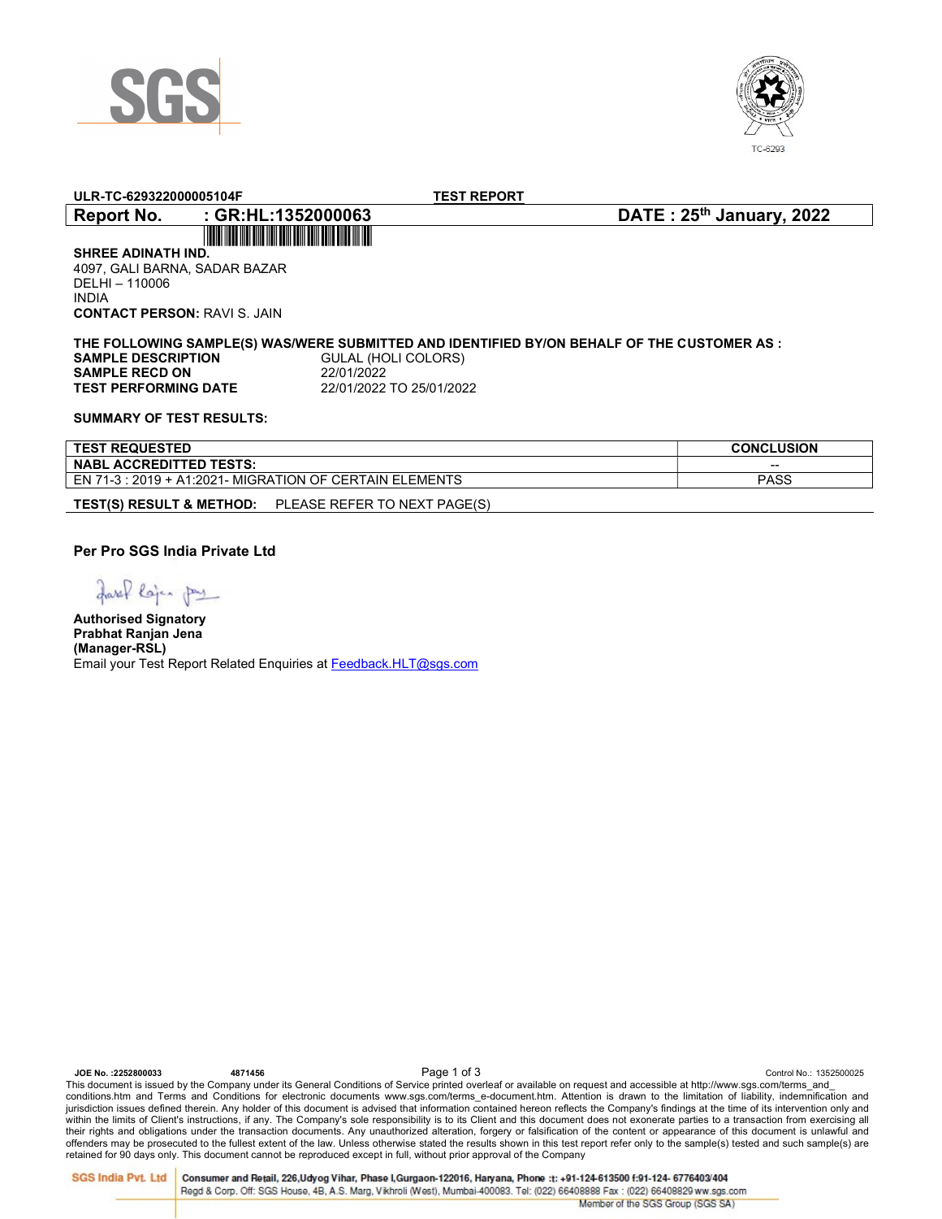TC-6293

**ULR-TC-629322000005104F** **TEST REPORT**

**Report No. : GR:HL:1352000063** **DATE : 25th January, 2022**

**SHREE ADINATH IND.**
4097, GALI BARNA, SADAR BAZAR
DELHI – 110006
INDIA
**CONTACT PERSON:** RAVI S. JAIN

**THE FOLLOWING SAMPLE(S) WAS/WERE SUBMITTED AND IDENTIFIED BY/ON BEHALF OF THE CUSTOMER AS :**

**SAMPLE DESCRIPTION** GULAL (HOLI COLORS)
**SAMPLE RECD ON** 22/01/2022
**TEST PERFORMING DATE** 22/01/2022 TO 25/01/2022

**SUMMARY OF TEST RESULTS:**

| TEST REQUESTED | CONCLUSION |
|---|---|
| **NABL ACCREDITTED TESTS:** | -- |
| EN 71-3 : 2019 + A1:2021- MIGRATION OF CERTAIN ELEMENTS | PASS |

**TEST(S) RESULT & METHOD:** PLEASE REFER TO NEXT PAGE(S)

**Per Pro SGS India Private Ltd**

**Authorised Signatory**
**Prabhat Ranjan Jena**
**(Manager-RSL)**
Email your Test Report Related Enquiries at Feedback.HLT@sgs.com

JOE No. :2252800033 4871456 Control No.: 1352500025

This document is issued by the Company under its General Conditions of Service printed overleaf or available on request and accessible at http://www.sgs.com/terms_and_conditions.htm and Terms and Conditions for electronic documents www.sgs.com/terms_e-document.htm. Attention is drawn to the limitation of liability, indemnification and jurisdiction issues defined therein. Any holder of this document is advised that information contained hereon reflects the Company's findings at the time of its intervention only and within the limits of Client's instructions, if any. The Company's sole responsibility is to its Client and this document does not exonerate parties to a transaction from exercising all their rights and obligations under the transaction documents. Any unauthorized alteration, forgery or falsification of the content or appearance of this document is unlawful and offenders may be prosecuted to the fullest extent of the law. Unless otherwise stated the results shown in this test report refer only to the sample(s) tested and such sample(s) are retained for 90 days only. This document cannot be reproduced except in full, without prior approval of the Company

SGS India Pvt. Ltd | Consumer and Retail, 226,Udyog Vihar, Phase I,Gurgaon-122016, Haryana, Phone :t: +91-124-613500 f:91-124- 6776403/404
Regd & Corp. Off: SGS House, 4B, A.S. Marg, Vikhroli (West), Mumbai-400083. Tel: (022) 66408888 Fax : (022) 66408829 ww.sgs.com
Member of the SGS Group (SGS SA)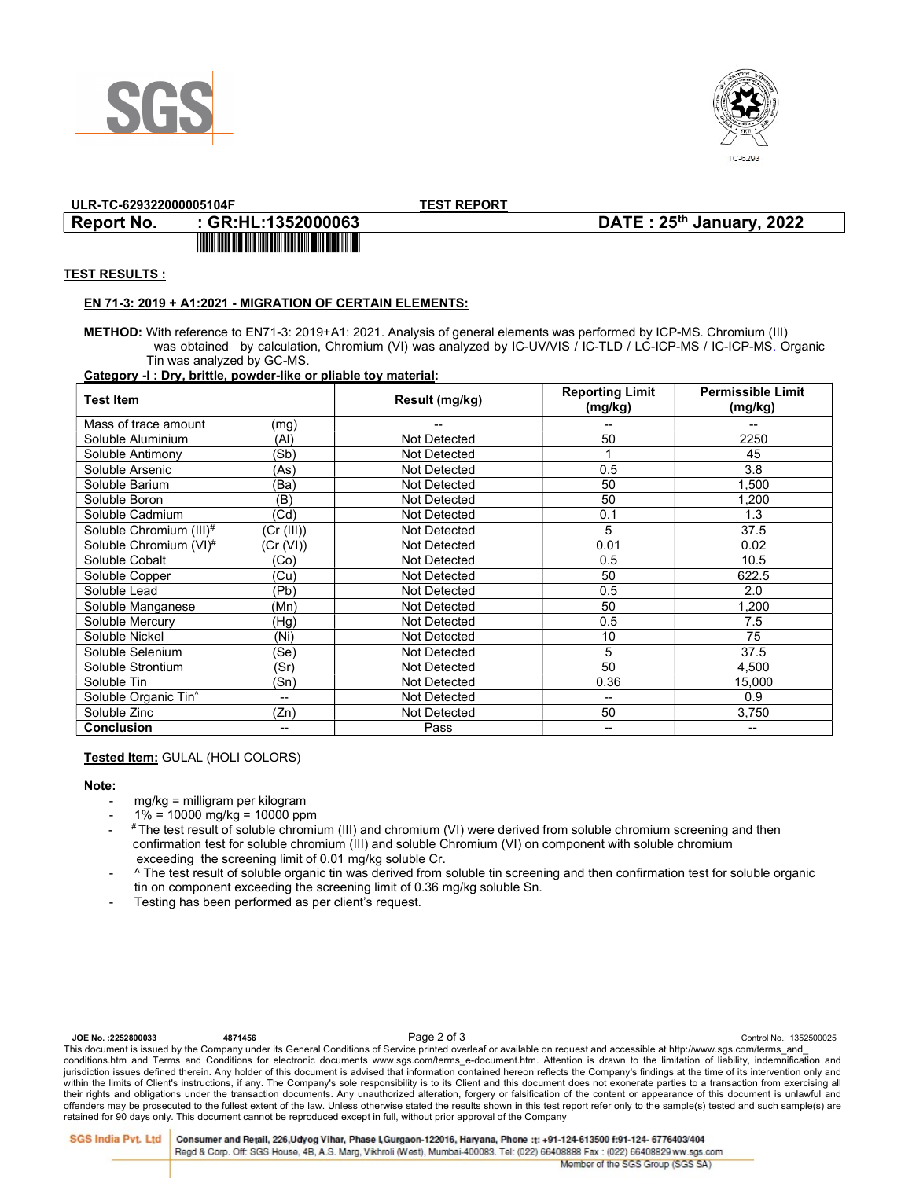ULR-TC-629322000005104F

**TEST REPORT**

**Report No. : GR:HL:1352000063**

**DATE : 25th January, 2022**

**TEST RESULTS :**

**EN 71-3: 2019 + A1:2021 - MIGRATION OF CERTAIN ELEMENTS:**

**METHOD:** With reference to EN71-3: 2019+A1: 2021. Analysis of general elements was performed by ICP-MS. Chromium (III) was obtained by calculation, Chromium (VI) was analyzed by IC-UV/VIS / IC-TLD / LC-ICP-MS / IC-ICP-MS. Organic Tin was analyzed by GC-MS.

**Category -I : Dry, brittle, powder-like or pliable toy material:**

| Test Item | | Result (mg/kg) | Reporting Limit (mg/kg) | Permissible Limit (mg/kg) |
|---|---|---|---|---|
| Mass of trace amount | (mg) | -- | -- | -- |
| Soluble Aluminium | (Al) | Not Detected | 50 | 2250 |
| Soluble Antimony | (Sb) | Not Detected | 1 | 45 |
| Soluble Arsenic | (As) | Not Detected | 0.5 | 3.8 |
| Soluble Barium | (Ba) | Not Detected | 50 | 1,500 |
| Soluble Boron | (B) | Not Detected | 50 | 1,200 |
| Soluble Cadmium | (Cd) | Not Detected | 0.1 | 1.3 |
| Soluble Chromium (III)# | (Cr (III)) | Not Detected | 5 | 37.5 |
| Soluble Chromium (VI)# | (Cr (VI)) | Not Detected | 0.01 | 0.02 |
| Soluble Cobalt | (Co) | Not Detected | 0.5 | 10.5 |
| Soluble Copper | (Cu) | Not Detected | 50 | 622.5 |
| Soluble Lead | (Pb) | Not Detected | 0.5 | 2.0 |
| Soluble Manganese | (Mn) | Not Detected | 50 | 1,200 |
| Soluble Mercury | (Hg) | Not Detected | 0.5 | 7.5 |
| Soluble Nickel | (Ni) | Not Detected | 10 | 75 |
| Soluble Selenium | (Se) | Not Detected | 5 | 37.5 |
| Soluble Strontium | (Sr) | Not Detected | 50 | 4,500 |
| Soluble Tin | (Sn) | Not Detected | 0.36 | 15,000 |
| Soluble Organic Tin^ | -- | Not Detected | -- | 0.9 |
| Soluble Zinc | (Zn) | Not Detected | 50 | 3,750 |
| **Conclusion** | **--** | Pass | **--** | **--** |

**Tested Item:** GULAL (HOLI COLORS)

**Note:**

- mg/kg = milligram per kilogram
- 1% = 10000 mg/kg = 10000 ppm
- # The test result of soluble chromium (III) and chromium (VI) were derived from soluble chromium screening and then confirmation test for soluble chromium (III) and soluble Chromium (VI) on component with soluble chromium exceeding the screening limit of 0.01 mg/kg soluble Cr.
- ^ The test result of soluble organic tin was derived from soluble tin screening and then confirmation test for soluble organic tin on component exceeding the screening limit of 0.36 mg/kg soluble Sn.
- Testing has been performed as per client's request.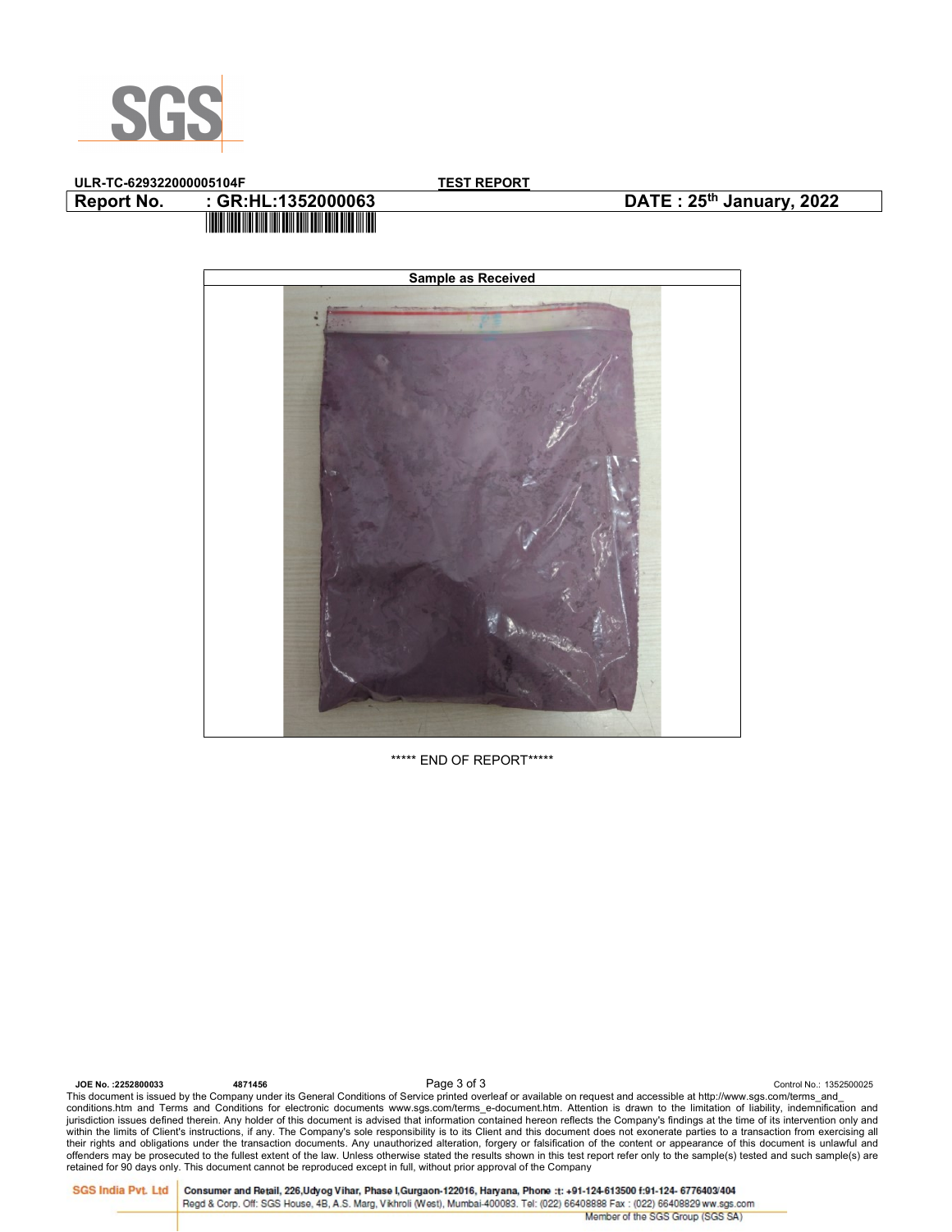ULR-TC-629322000005104F

**TEST REPORT**

**Report No. : GR:HL:1352000063** **DATE : 25th January, 2022**

| **Sample as Received** |
| --- |
| |

***** END OF REPORT*****

JOE No. :2252800033 4871456 Control No.: 1352500025

This document is issued by the Company under its General Conditions of Service printed overleaf or available on request and accessible at http://www.sgs.com/terms_and_conditions.htm and Terms and Conditions for electronic documents www.sgs.com/terms_e-document.htm. Attention is drawn to the limitation of liability, indemnification and jurisdiction issues defined therein. Any holder of this document is advised that information contained hereon reflects the Company's findings at the time of its intervention only and within the limits of Client's instructions, if any. The Company's sole responsibility is to its Client and this document does not exonerate parties to a transaction from exercising all their rights and obligations under the transaction documents. Any unauthorized alteration, forgery or falsification of the content or appearance of this document is unlawful and offenders may be prosecuted to the fullest extent of the law. Unless otherwise stated the results shown in this test report refer only to the sample(s) tested and such sample(s) are retained for 90 days only. This document cannot be reproduced except in full, without prior approval of the Company

SGS India Pvt. Ltd | Consumer and Retail, 226,Udyog Vihar, Phase I,Gurgaon-122016, Haryana, Phone :t: +91-124-613500 f:91-124- 6776403/404
Regd & Corp. Off: SGS House, 4B, A.S. Marg, Vikhroli (West), Mumbai-400083. Tel: (022) 66408888 Fax : (022) 66408829 ww.sgs.com
Member of the SGS Group (SGS SA)